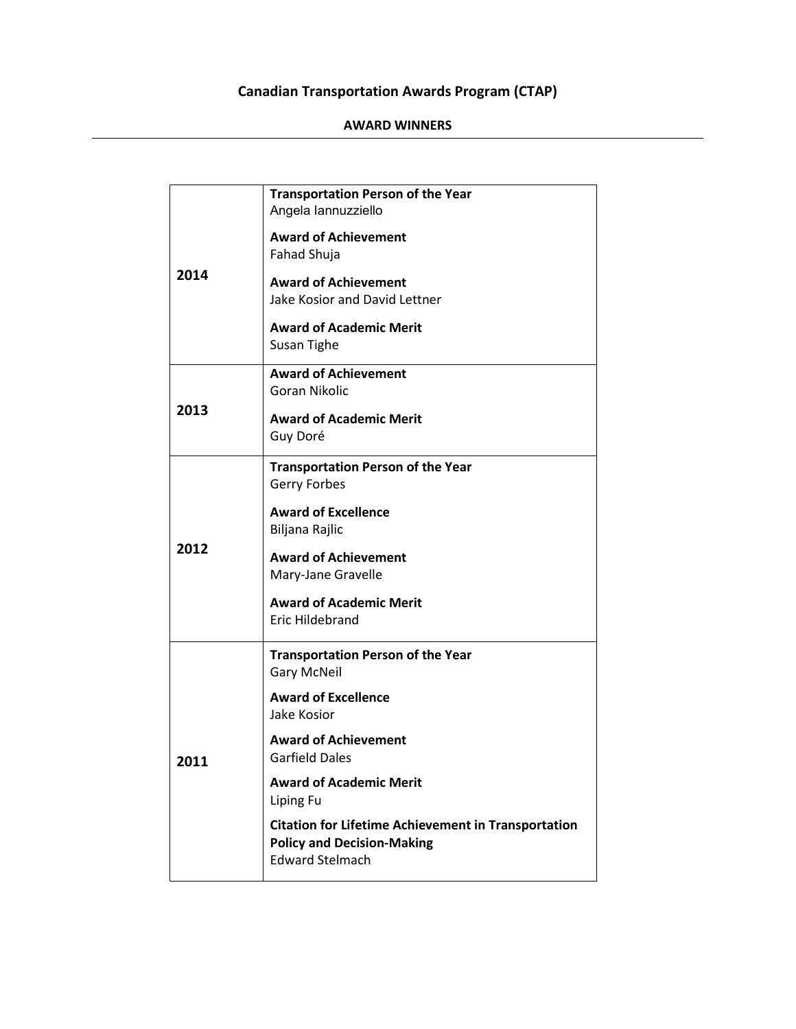# Canadian Transportation Awards Program (CTAP)

## AWARD WINNERS

| Year | Awards |
|---|---|
| **2014** | **Transportation Person of the Year**<br>Angela Iannuzziello<br><br>**Award of Achievement**<br>Fahad Shuja<br><br>**Award of Achievement**<br>Jake Kosior and David Lettner<br><br>**Award of Academic Merit**<br>Susan Tighe |
| **2013** | **Award of Achievement**<br>Goran Nikolic<br><br>**Award of Academic Merit**<br>Guy Doré |
| **2012** | **Transportation Person of the Year**<br>Gerry Forbes<br><br>**Award of Excellence**<br>Biljana Rajlic<br><br>**Award of Achievement**<br>Mary-Jane Gravelle<br><br>**Award of Academic Merit**<br>Eric Hildebrand |
| **2011** | **Transportation Person of the Year**<br>Gary McNeil<br><br>**Award of Excellence**<br>Jake Kosior<br><br>**Award of Achievement**<br>Garfield Dales<br><br>**Award of Academic Merit**<br>Liping Fu<br><br>**Citation for Lifetime Achievement in Transportation Policy and Decision-Making**<br>Edward Stelmach |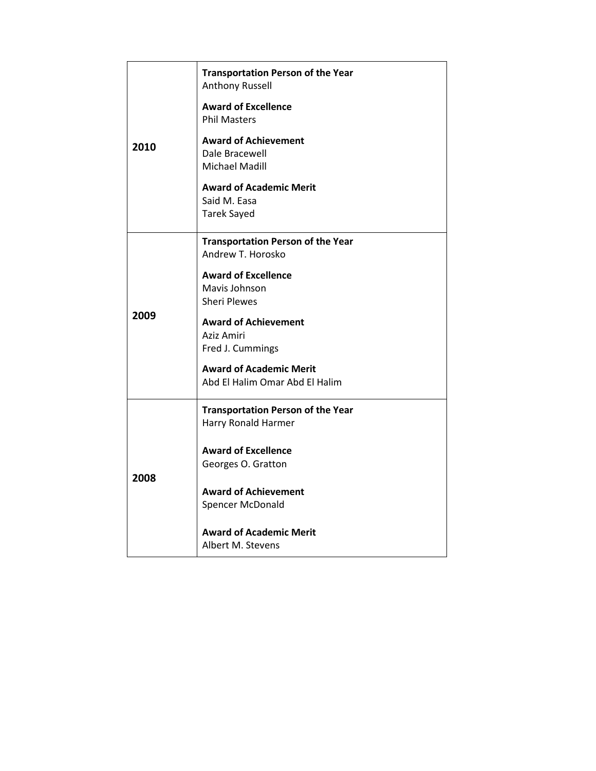| | |
|---|---|
| **2010** | **Transportation Person of the Year**<br>Anthony Russell<br><br>**Award of Excellence**<br>Phil Masters<br><br>**Award of Achievement**<br>Dale Bracewell<br>Michael Madill<br><br>**Award of Academic Merit**<br>Said M. Easa<br>Tarek Sayed |
| **2009** | **Transportation Person of the Year**<br>Andrew T. Horosko<br><br>**Award of Excellence**<br>Mavis Johnson<br>Sheri Plewes<br><br>**Award of Achievement**<br>Aziz Amiri<br>Fred J. Cummings<br><br>**Award of Academic Merit**<br>Abd El Halim Omar Abd El Halim |
| **2008** | **Transportation Person of the Year**<br>Harry Ronald Harmer<br><br>**Award of Excellence**<br>Georges O. Gratton<br><br>**Award of Achievement**<br>Spencer McDonald<br><br>**Award of Academic Merit**<br>Albert M. Stevens |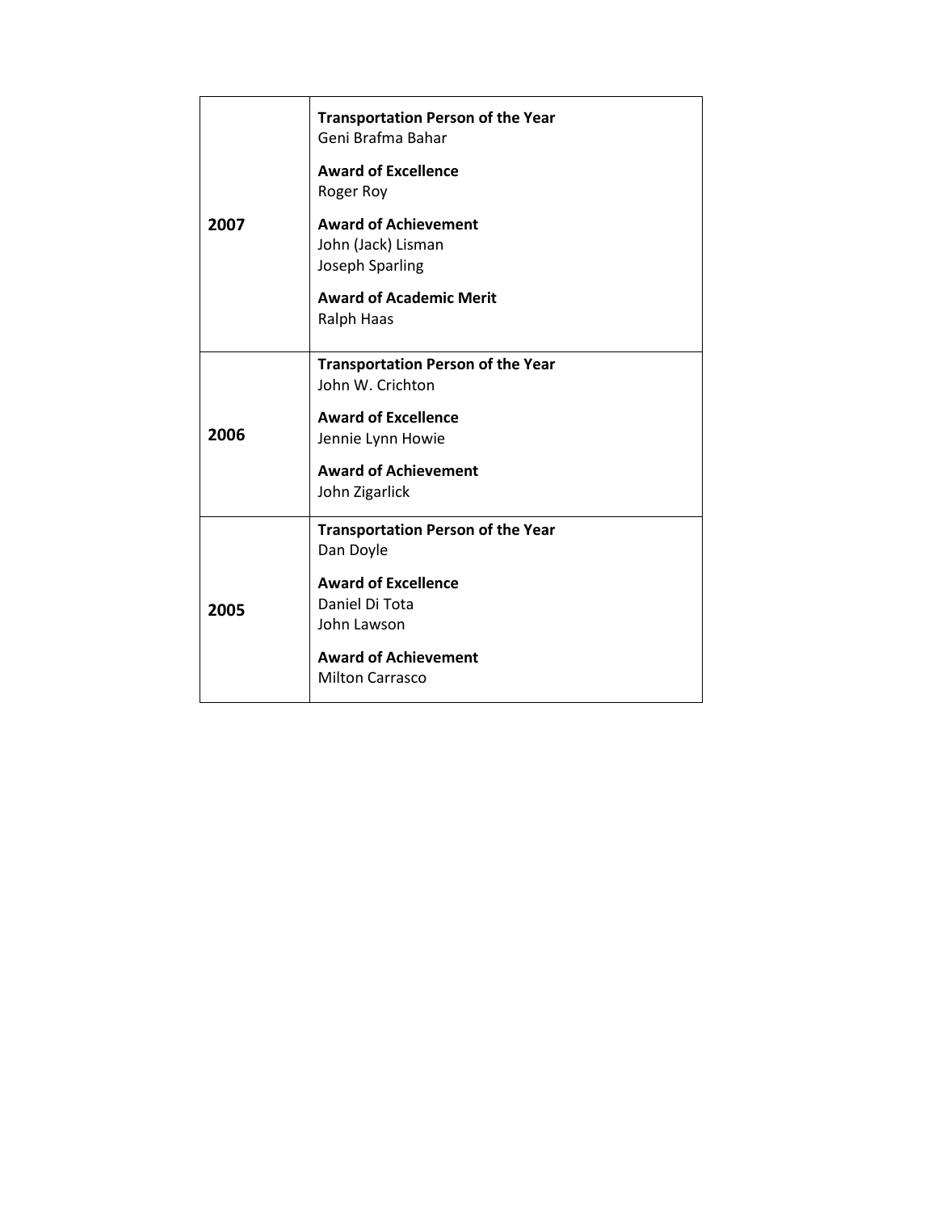| | |
|---|---|
| **2007** | **Transportation Person of the Year**<br>Geni Brafma Bahar<br><br>**Award of Excellence**<br>Roger Roy<br><br>**Award of Achievement**<br>John (Jack) Lisman<br>Joseph Sparling<br><br>**Award of Academic Merit**<br>Ralph Haas |
| **2006** | **Transportation Person of the Year**<br>John W. Crichton<br><br>**Award of Excellence**<br>Jennie Lynn Howie<br><br>**Award of Achievement**<br>John Zigarlick |
| **2005** | **Transportation Person of the Year**<br>Dan Doyle<br><br>**Award of Excellence**<br>Daniel Di Tota<br>John Lawson<br><br>**Award of Achievement**<br>Milton Carrasco |